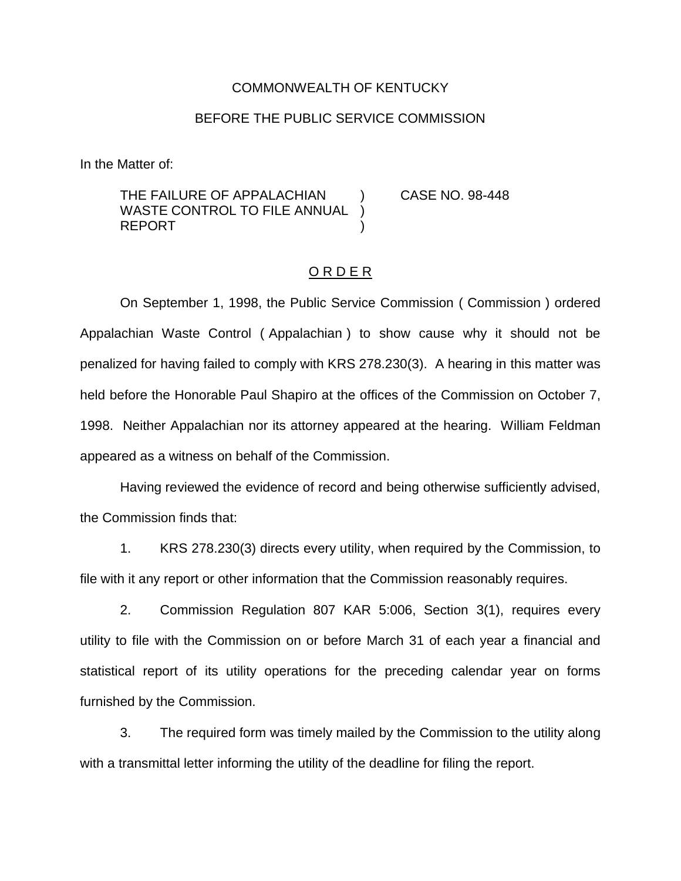COMMONWEALTH OF KENTUCKY

BEFORE THE PUBLIC SERVICE COMMISSION

In the Matter of:

THE FAILURE OF APPALACHIAN WASTE CONTROL TO FILE ANNUAL REPORT ) CASE NO. 98-448

O R D E R

On September 1, 1998, the Public Service Commission ( Commission ) ordered Appalachian Waste Control ( Appalachian ) to show cause why it should not be penalized for having failed to comply with KRS 278.230(3). A hearing in this matter was held before the Honorable Paul Shapiro at the offices of the Commission on October 7, 1998. Neither Appalachian nor its attorney appeared at the hearing. William Feldman appeared as a witness on behalf of the Commission.

Having reviewed the evidence of record and being otherwise sufficiently advised, the Commission finds that:

1. KRS 278.230(3) directs every utility, when required by the Commission, to file with it any report or other information that the Commission reasonably requires.

2. Commission Regulation 807 KAR 5:006, Section 3(1), requires every utility to file with the Commission on or before March 31 of each year a financial and statistical report of its utility operations for the preceding calendar year on forms furnished by the Commission.

3. The required form was timely mailed by the Commission to the utility along with a transmittal letter informing the utility of the deadline for filing the report.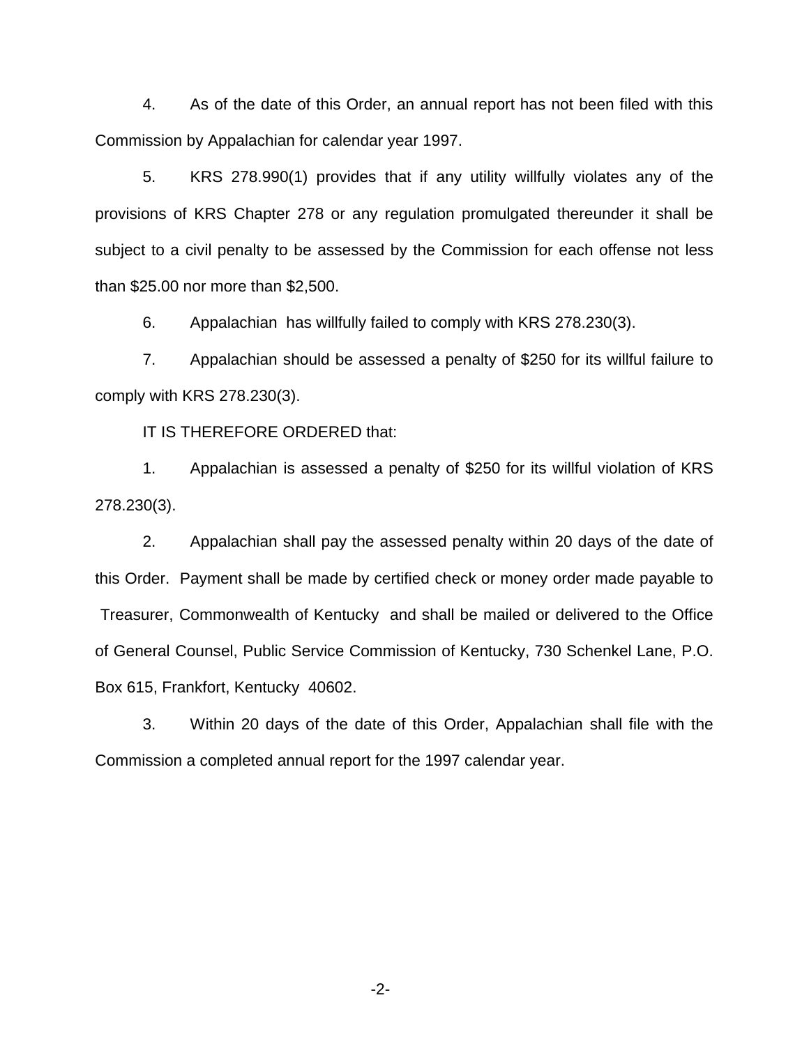4. As of the date of this Order, an annual report has not been filed with this Commission by Appalachian for calendar year 1997.

5. KRS 278.990(1) provides that if any utility willfully violates any of the provisions of KRS Chapter 278 or any regulation promulgated thereunder it shall be subject to a civil penalty to be assessed by the Commission for each offense not less than $25.00 nor more than $2,500.

6. Appalachian has willfully failed to comply with KRS 278.230(3).

7. Appalachian should be assessed a penalty of $250 for its willful failure to comply with KRS 278.230(3).

IT IS THEREFORE ORDERED that:

1. Appalachian is assessed a penalty of $250 for its willful violation of KRS 278.230(3).

2. Appalachian shall pay the assessed penalty within 20 days of the date of this Order. Payment shall be made by certified check or money order made payable to Treasurer, Commonwealth of Kentucky and shall be mailed or delivered to the Office of General Counsel, Public Service Commission of Kentucky, 730 Schenkel Lane, P.O. Box 615, Frankfort, Kentucky 40602.

3. Within 20 days of the date of this Order, Appalachian shall file with the Commission a completed annual report for the 1997 calendar year.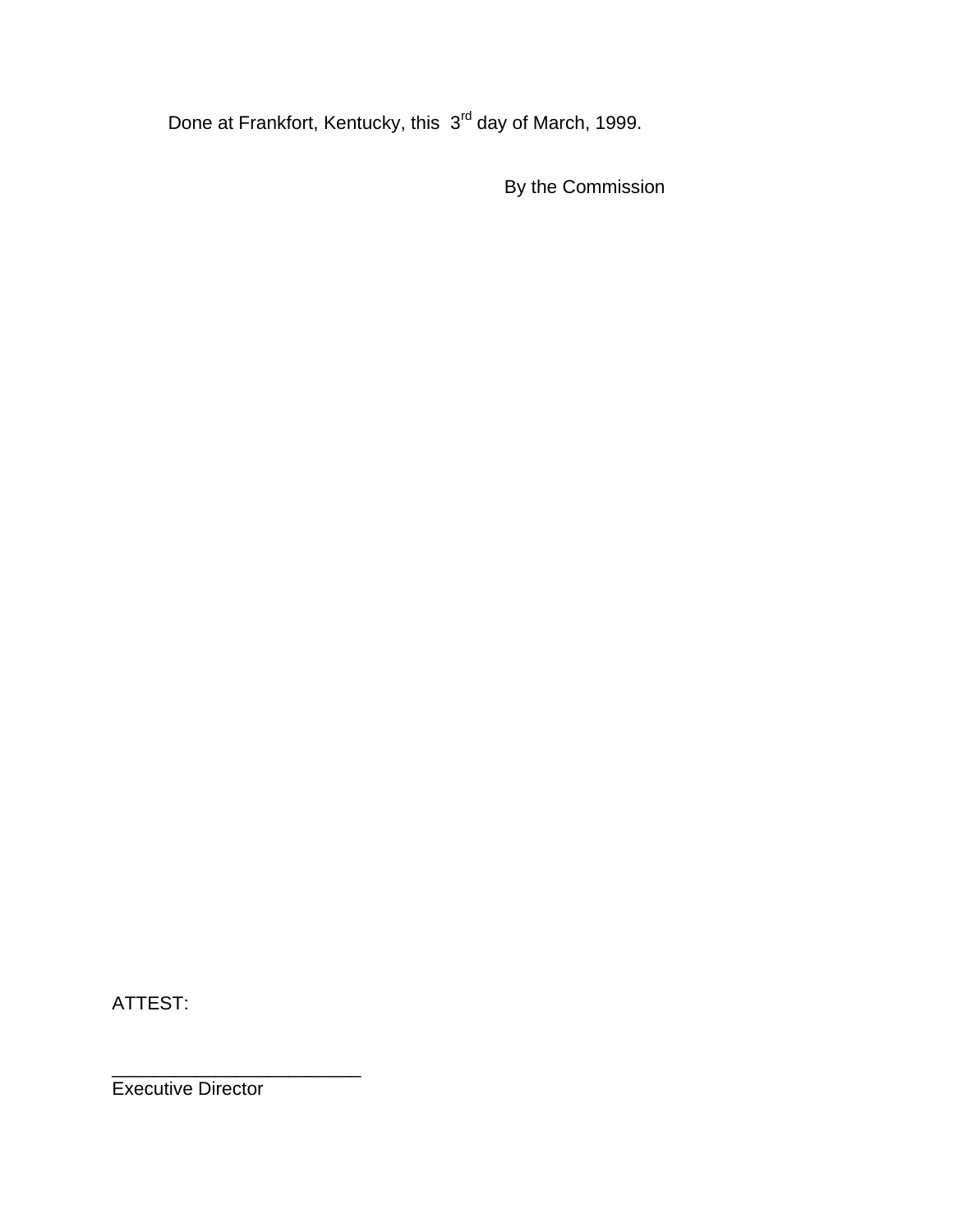Done at Frankfort, Kentucky, this 3rd day of March, 1999.

By the Commission

ATTEST:

________________________
Executive Director